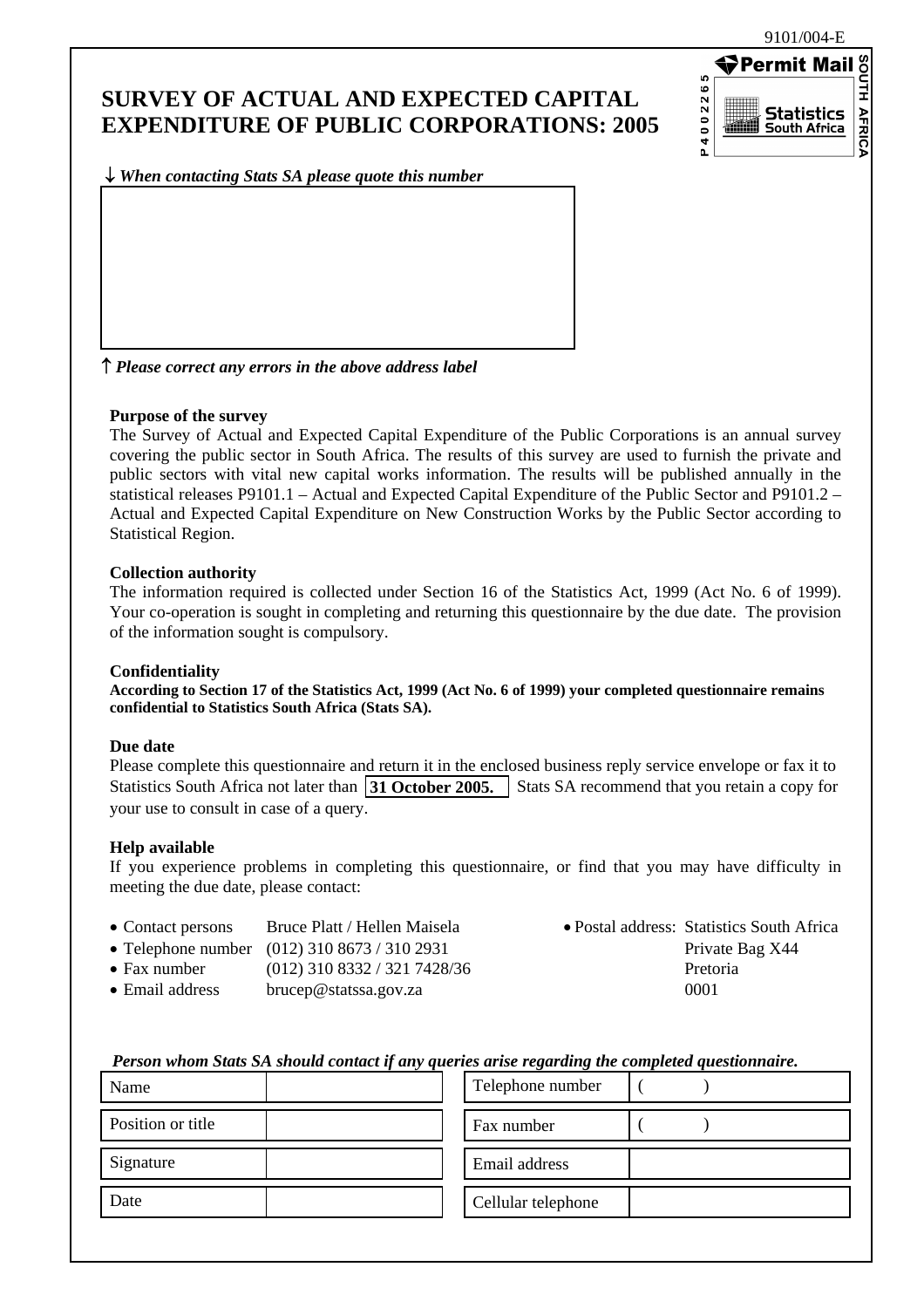9101/004-E

Permit Mail P 4 0 0 2 2 6 5 Statistics South Africa SOUTH AFRICA

# SURVEY OF ACTUAL AND EXPECTED CAPITAL EXPENDITURE OF PUBLIC CORPORATIONS: 2005

↓ *When contacting Stats SA please quote this number*

↑ *Please correct any errors in the above address label*

**Purpose of the survey**

The Survey of Actual and Expected Capital Expenditure of the Public Corporations is an annual survey covering the public sector in South Africa. The results of this survey are used to furnish the private and public sectors with vital new capital works information. The results will be published annually in the statistical releases P9101.1 – Actual and Expected Capital Expenditure of the Public Sector and P9101.2 – Actual and Expected Capital Expenditure on New Construction Works by the Public Sector according to Statistical Region.

**Collection authority**

The information required is collected under Section 16 of the Statistics Act, 1999 (Act No. 6 of 1999). Your co-operation is sought in completing and returning this questionnaire by the due date. The provision of the information sought is compulsory.

**Confidentiality**

**According to Section 17 of the Statistics Act, 1999 (Act No. 6 of 1999) your completed questionnaire remains confidential to Statistics South Africa (Stats SA).**

**Due date**

Please complete this questionnaire and return it in the enclosed business reply service envelope or fax it to Statistics South Africa not later than **31 October 2005.** Stats SA recommend that you retain a copy for your use to consult in case of a query.

**Help available**

If you experience problems in completing this questionnaire, or find that you may have difficulty in meeting the due date, please contact:

- Contact persons: Bruce Platt / Hellen Maisela
- Telephone number: (012) 310 8673 / 310 2931
- Fax number: (012) 310 8332 / 321 7428/36
- Email address: brucep@statssa.gov.za

- Postal address: Statistics South Africa
  Private Bag X44
  Pretoria
  0001

***Person whom Stats SA should contact if any queries arise regarding the completed questionnaire.***

| | | | |
|---|---|---|---|
| Name | | Telephone number | ( ) |
| Position or title | | Fax number | ( ) |
| Signature | | Email address | |
| Date | | Cellular telephone | |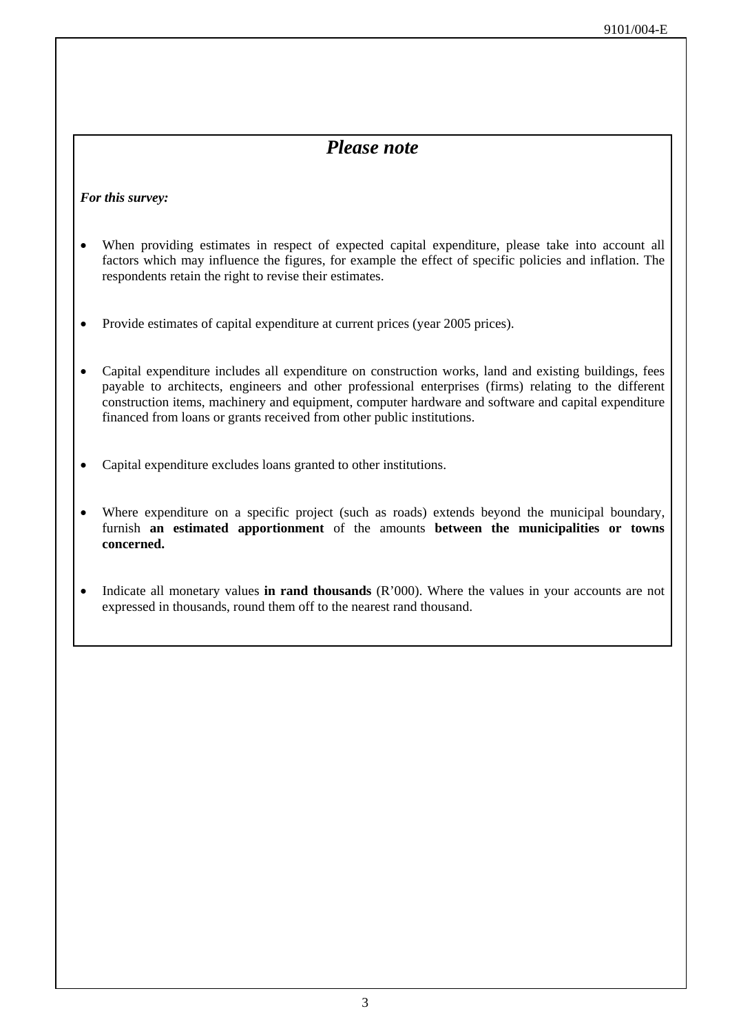## *Please note*

***For this survey:***

- When providing estimates in respect of expected capital expenditure, please take into account all factors which may influence the figures, for example the effect of specific policies and inflation. The respondents retain the right to revise their estimates.

- Provide estimates of capital expenditure at current prices (year 2005 prices).

- Capital expenditure includes all expenditure on construction works, land and existing buildings, fees payable to architects, engineers and other professional enterprises (firms) relating to the different construction items, machinery and equipment, computer hardware and software and capital expenditure financed from loans or grants received from other public institutions.

- Capital expenditure excludes loans granted to other institutions.

- Where expenditure on a specific project (such as roads) extends beyond the municipal boundary, furnish **an estimated apportionment** of the amounts **between the municipalities or towns concerned.**

- Indicate all monetary values **in rand thousands** (R'000). Where the values in your accounts are not expressed in thousands, round them off to the nearest rand thousand.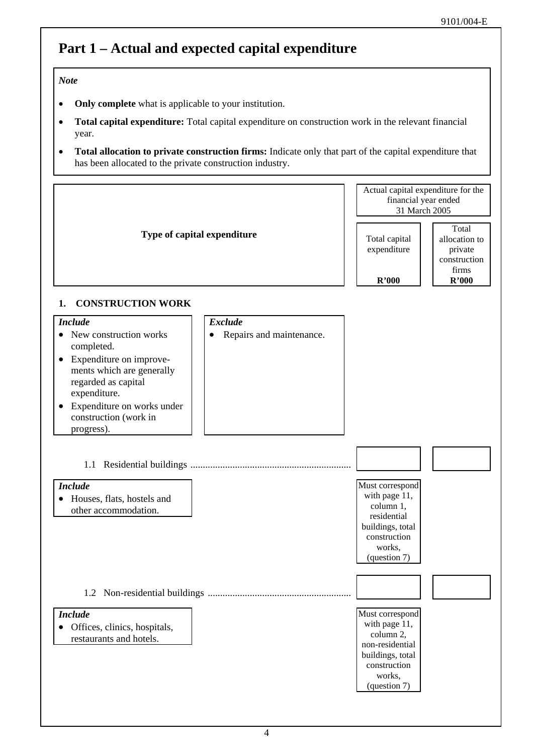# Part 1 – Actual and expected capital expenditure

*Note*

- **Only complete** what is applicable to your institution.
- **Total capital expenditure:** Total capital expenditure on construction work in the relevant financial year.
- **Total allocation to private construction firms:** Indicate only that part of the capital expenditure that has been allocated to the private construction industry.

| Type of capital expenditure | Actual capital expenditure for the financial year ended 31 March 2005 | |
|---|---|---|
| | Total capital expenditure **R'000** | Total allocation to private construction firms **R'000** |
| **1. CONSTRUCTION WORK** | | |
| 1.1 Residential buildings ................................................................ | | |
| | Must correspond with page 11, column 1, residential buildings, total construction works, (question 7) | |
| 1.2 Non-residential buildings .......................................................... | | |
| | Must correspond with page 11, column 2, non-residential buildings, total construction works, (question 7) | |

**1. CONSTRUCTION WORK**

*Include*
- New construction works completed.
- Expenditure on improvements which are generally regarded as capital expenditure.
- Expenditure on works under construction (work in progress).

*Exclude*
- Repairs and maintenance.

1.1 Residential buildings

*Include*
- Houses, flats, hostels and other accommodation.

1.2 Non-residential buildings

*Include*
- Offices, clinics, hospitals, restaurants and hotels.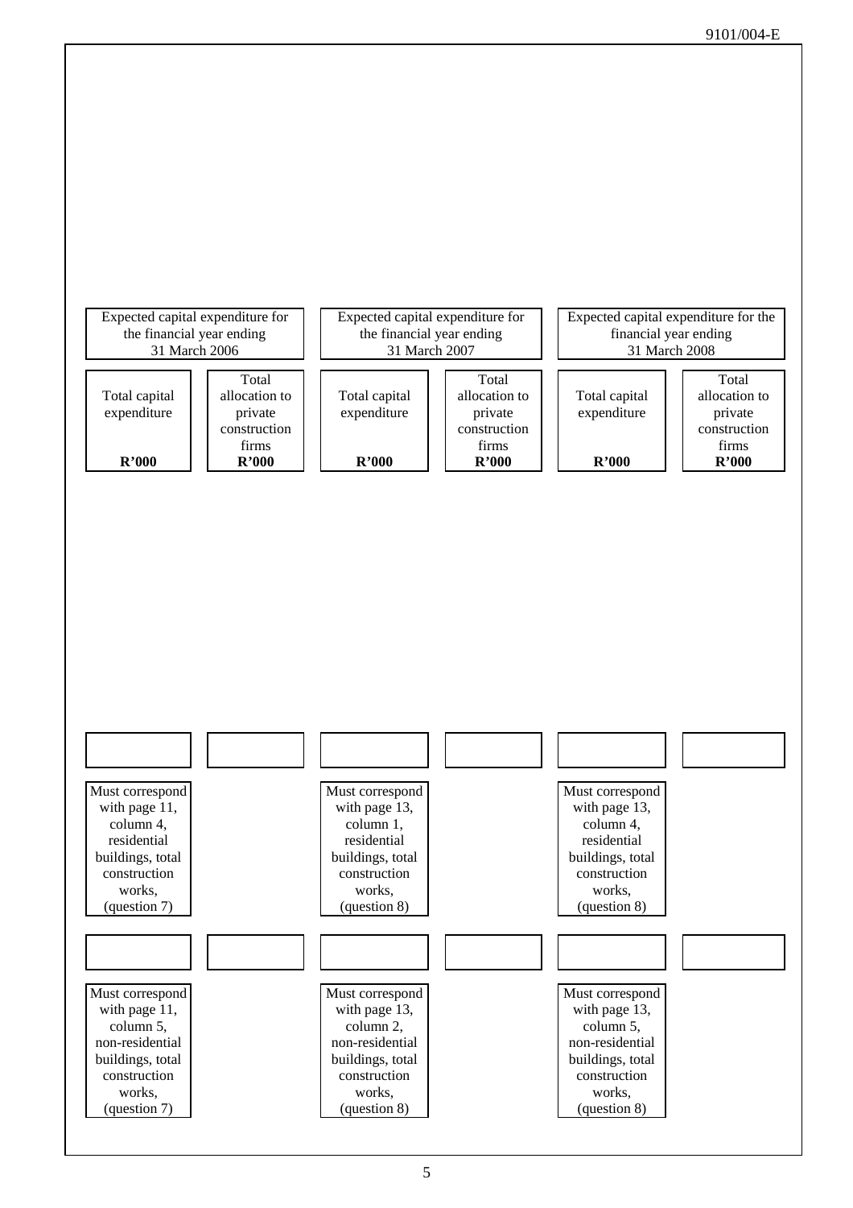| Expected capital expenditure for the financial year ending 31 March 2006 | | Expected capital expenditure for the financial year ending 31 March 2007 | | Expected capital expenditure for the financial year ending 31 March 2008 | |
|---|---|---|---|---|---|
| Total capital expenditure<br>**R'000** | Total allocation to private construction firms<br>**R'000** | Total capital expenditure<br>**R'000** | Total allocation to private construction firms<br>**R'000** | Total capital expenditure<br>**R'000** | Total allocation to private construction firms<br>**R'000** |
| | | | | | |
| Must correspond with page 11, column 4, residential buildings, total construction works, (question 7) | | Must correspond with page 13, column 1, residential buildings, total construction works, (question 8) | | Must correspond with page 13, column 4, residential buildings, total construction works, (question 8) | |
| | | | | | |
| Must correspond with page 11, column 5, non-residential buildings, total construction works, (question 7) | | Must correspond with page 13, column 2, non-residential buildings, total construction works, (question 8) | | Must correspond with page 13, column 5, non-residential buildings, total construction works, (question 8) | |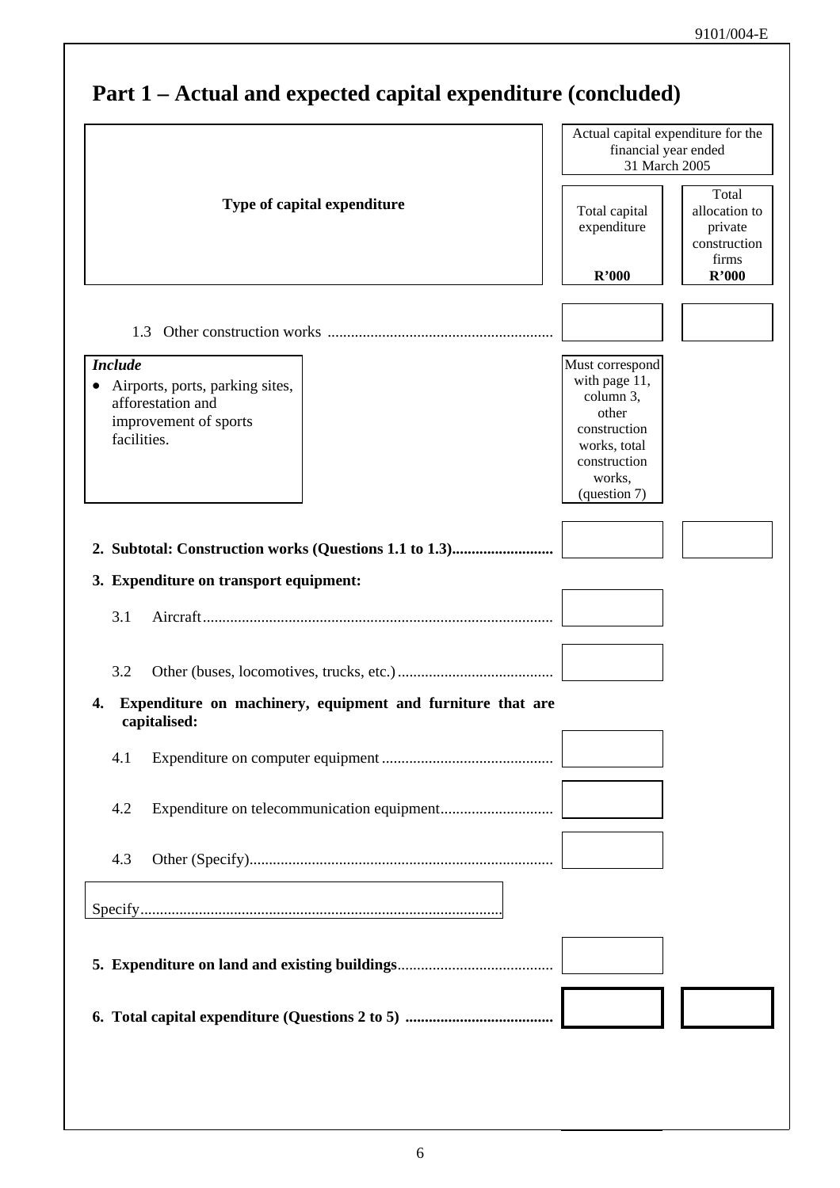## Part 1 – Actual and expected capital expenditure (concluded)

| Type of capital expenditure | Actual capital expenditure for the financial year ended 31 March 2005 | |
|---|---|---|
| | Total capital expenditure R'000 | Total allocation to private construction firms R'000 |
| 1.3 Other construction works | | |
| *Include* <br>• Airports, ports, parking sites, afforestation and improvement of sports facilities. | Must correspond with page 11, column 3, other construction works, total construction works, (question 7) | |
| **2. Subtotal: Construction works (Questions 1.1 to 1.3)** | | |
| **3. Expenditure on transport equipment:** | | |
| 3.1 Aircraft | | |
| 3.2 Other (buses, locomotives, trucks, etc.) | | |
| **4. Expenditure on machinery, equipment and furniture that are capitalised:** | | |
| 4.1 Expenditure on computer equipment | | |
| 4.2 Expenditure on telecommunication equipment | | |
| 4.3 Other (Specify) | | |
| Specify........................................ | | |
| **5. Expenditure on land and existing buildings** | | |
| **6. Total capital expenditure (Questions 2 to 5)** | | |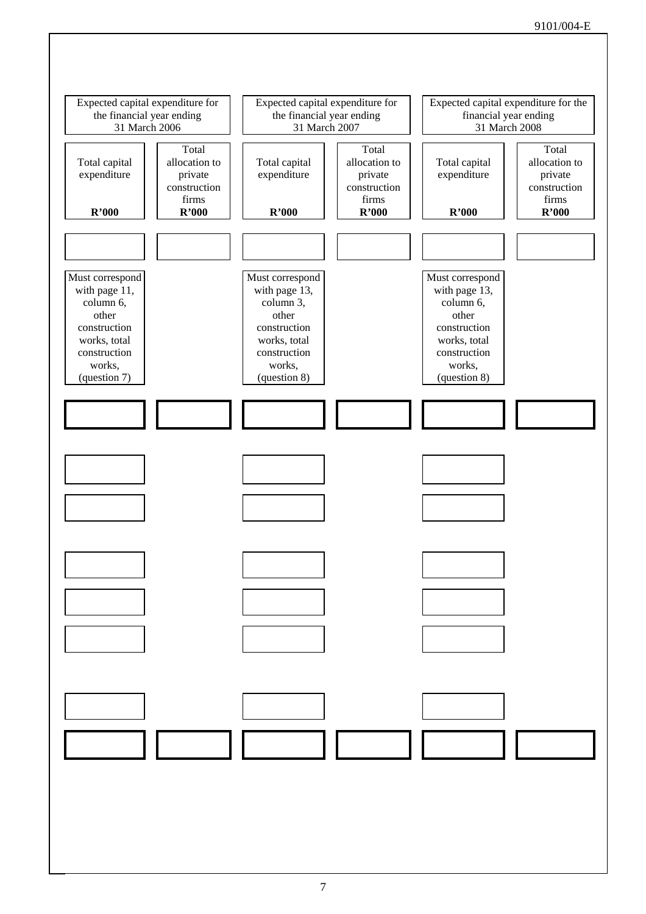| Expected capital expenditure for the financial year ending 31 March 2006 | | Expected capital expenditure for the financial year ending 31 March 2007 | | Expected capital expenditure for the financial year ending 31 March 2008 | |
|---|---|---|---|---|---|
| Total capital expenditure **R'000** | Total allocation to private construction firms **R'000** | Total capital expenditure **R'000** | Total allocation to private construction firms **R'000** | Total capital expenditure **R'000** | Total allocation to private construction firms **R'000** |
| | | | | | |
| Must correspond with page 11, column 6, other construction works, total construction works, (question 7) | | Must correspond with page 13, column 3, other construction works, total construction works, (question 8) | | Must correspond with page 13, column 6, other construction works, total construction works, (question 8) | |
| | | | | | |
| | | | | | |
| | | | | | |
| | | | | | |
| | | | | | |
| | | | | | |
| | | | | | |
| | | | | | |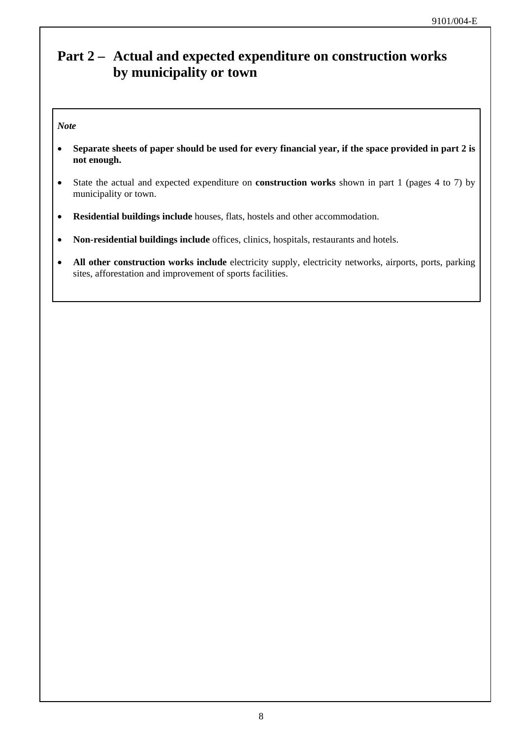# Part 2 – Actual and expected expenditure on construction works by municipality or town

*Note*

- **Separate sheets of paper should be used for every financial year, if the space provided in part 2 is not enough.**
- State the actual and expected expenditure on **construction works** shown in part 1 (pages 4 to 7) by municipality or town.
- **Residential buildings include** houses, flats, hostels and other accommodation.
- **Non-residential buildings include** offices, clinics, hospitals, restaurants and hotels.
- **All other construction works include** electricity supply, electricity networks, airports, ports, parking sites, afforestation and improvement of sports facilities.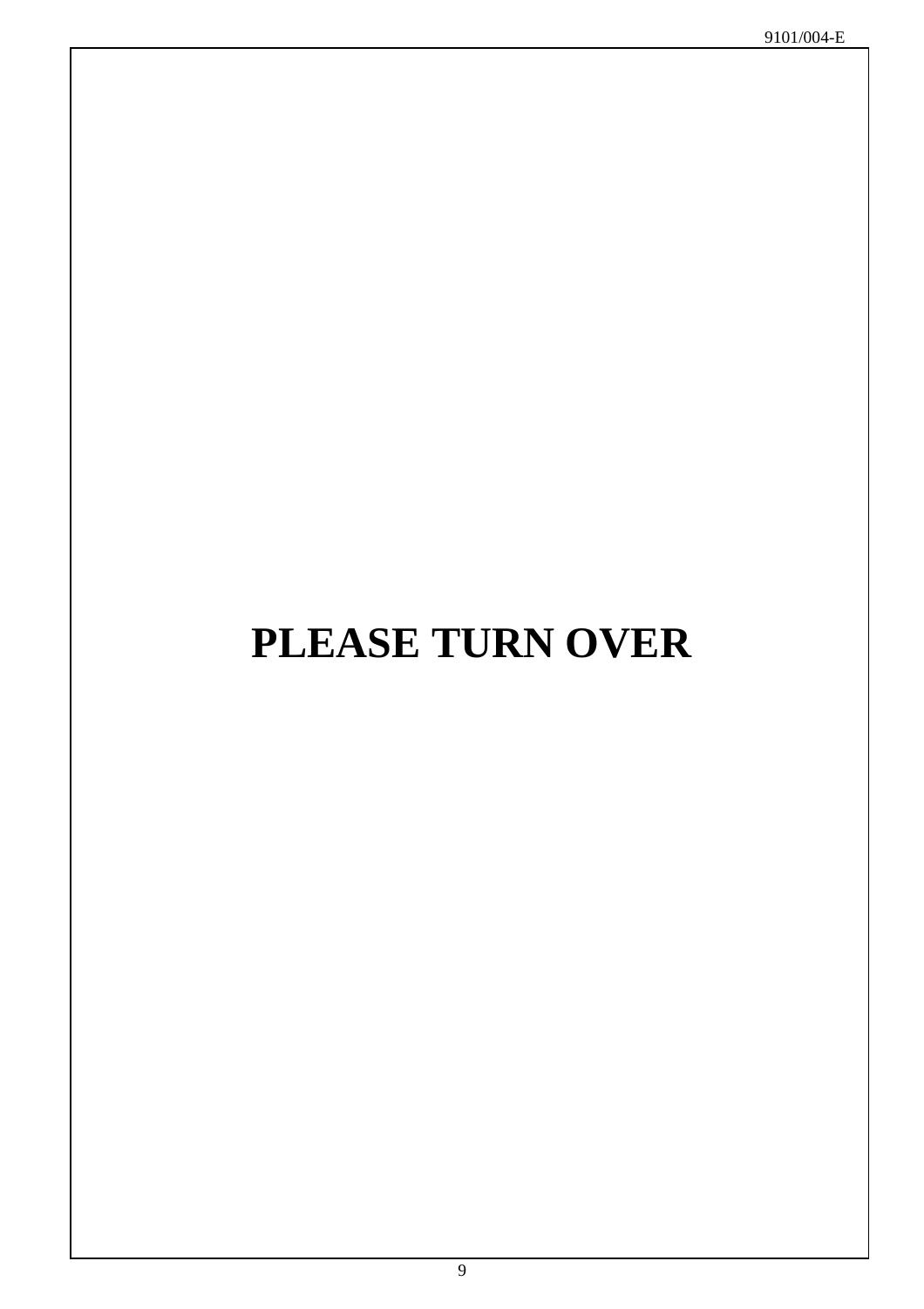**PLEASE TURN OVER**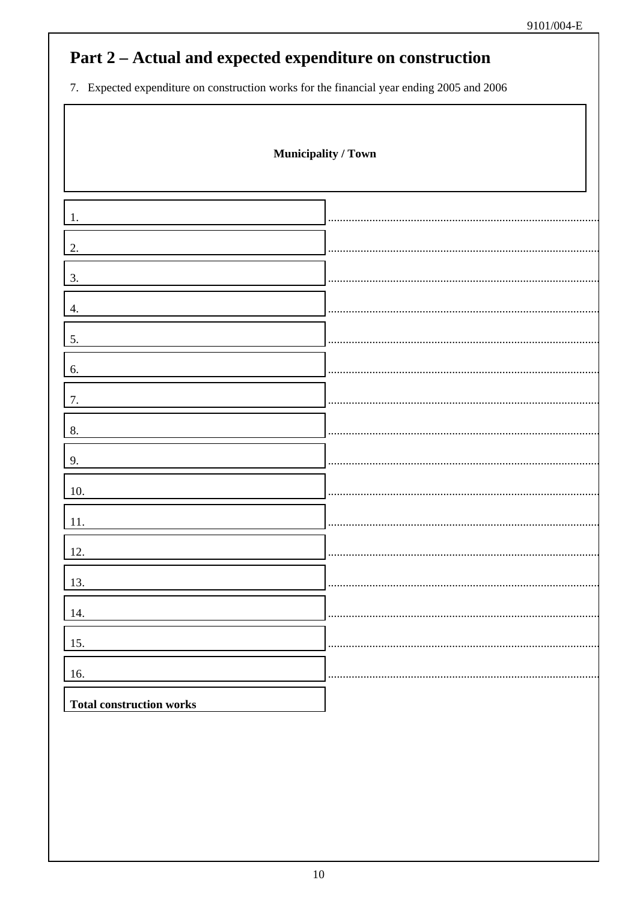## Part 2 – Actual and expected expenditure on construction

7. Expected expenditure on construction works for the financial year ending 2005 and 2006

| Municipality / Town | |
|---|---|
| 1. | ............................................................ |
| 2. | ............................................................ |
| 3. | ............................................................ |
| 4. | ............................................................ |
| 5. | ............................................................ |
| 6. | ............................................................ |
| 7. | ............................................................ |
| 8. | ............................................................ |
| 9. | ............................................................ |
| 10. | ............................................................ |
| 11. | ............................................................ |
| 12. | ............................................................ |
| 13. | ............................................................ |
| 14. | ............................................................ |
| 15. | ............................................................ |
| 16. | ............................................................ |
| **Total construction works** | |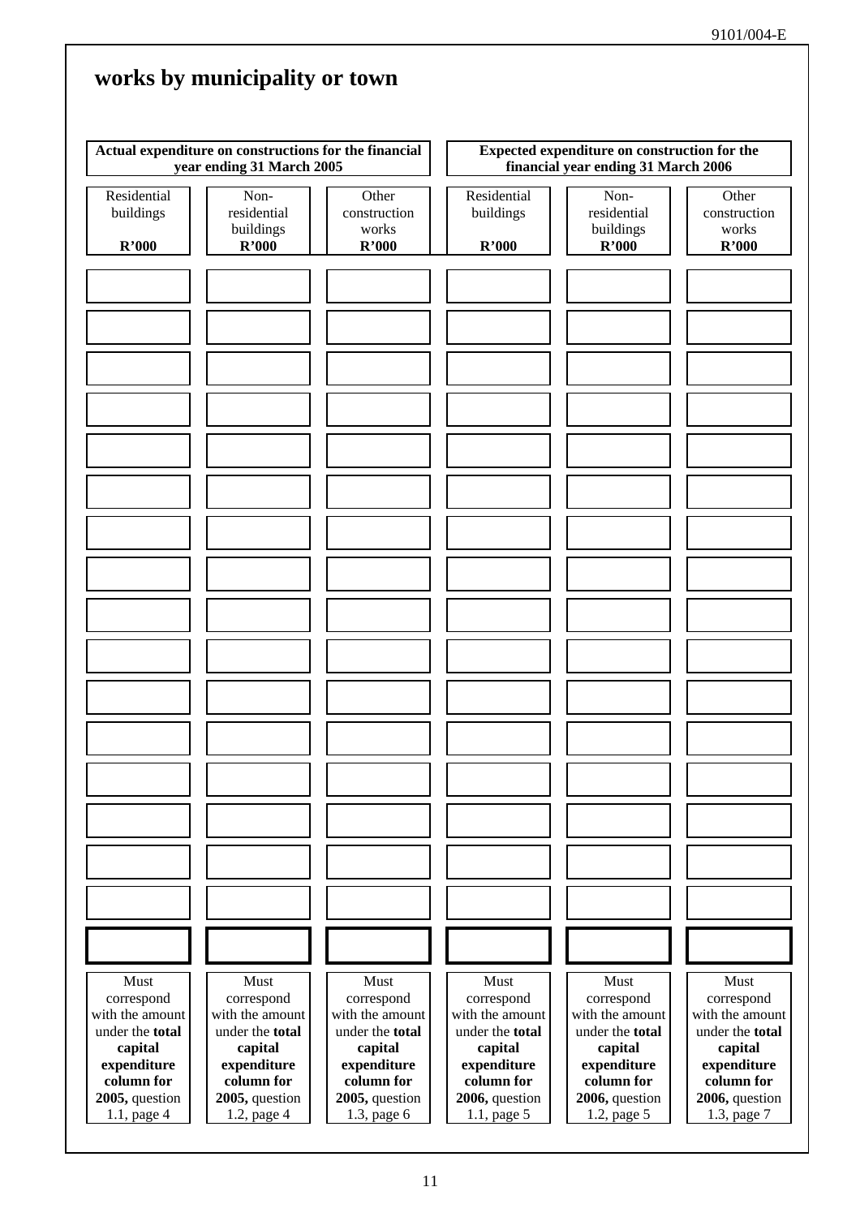## works by municipality or town

| Actual expenditure on constructions for the financial year ending 31 March 2005 | | | Expected expenditure on construction for the financial year ending 31 March 2006 | | |
|---|---|---|---|---|---|
| Residential buildings **R'000** | Non-residential buildings **R'000** | Other construction works **R'000** | Residential buildings **R'000** | Non-residential buildings **R'000** | Other construction works **R'000** |
| | | | | | |
| | | | | | |
| | | | | | |
| | | | | | |
| | | | | | |
| | | | | | |
| | | | | | |
| | | | | | |
| | | | | | |
| | | | | | |
| | | | | | |
| | | | | | |
| | | | | | |
| | | | | | |
| | | | | | |
| | | | | | |
| | | | | | |
| Must correspond with the amount under the **total capital expenditure column for 2005,** question 1.1, page 4 | Must correspond with the amount under the **total capital expenditure column for 2005,** question 1.2, page 4 | Must correspond with the amount under the **total capital expenditure column for 2005,** question 1.3, page 6 | Must correspond with the amount under the **total capital expenditure column for 2006,** question 1.1, page 5 | Must correspond with the amount under the **total capital expenditure column for 2006,** question 1.2, page 5 | Must correspond with the amount under the **total capital expenditure column for 2006,** question 1.3, page 7 |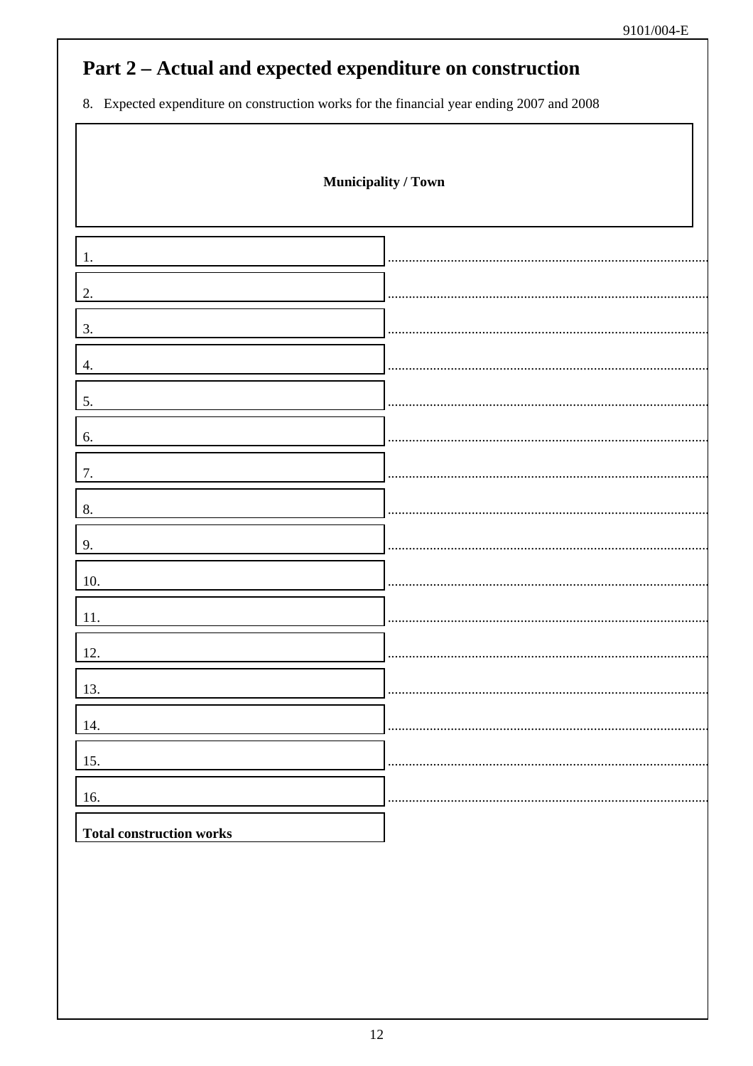## Part 2 – Actual and expected expenditure on construction

8. Expected expenditure on construction works for the financial year ending 2007 and 2008

| Municipality / Town | |
|---|---|
| 1. | ........................................................................................... |
| 2. | ........................................................................................... |
| 3. | ........................................................................................... |
| 4. | ........................................................................................... |
| 5. | ........................................................................................... |
| 6. | ........................................................................................... |
| 7. | ........................................................................................... |
| 8. | ........................................................................................... |
| 9. | ........................................................................................... |
| 10. | ........................................................................................... |
| 11. | ........................................................................................... |
| 12. | ........................................................................................... |
| 13. | ........................................................................................... |
| 14. | ........................................................................................... |
| 15. | ........................................................................................... |
| 16. | ........................................................................................... |
| **Total construction works** | |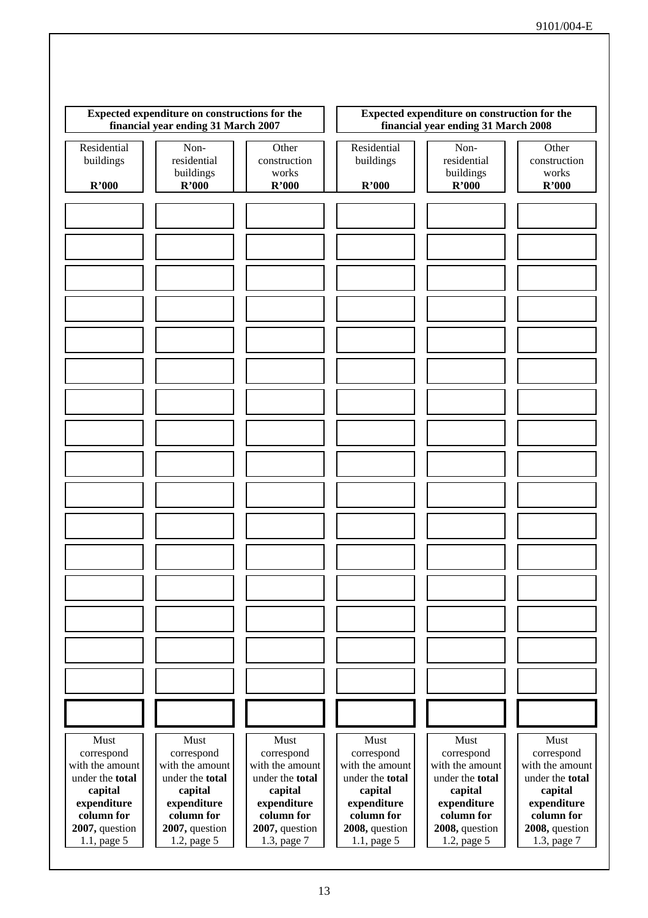| Expected expenditure on constructions for the financial year ending 31 March 2007 | | | Expected expenditure on construction for the financial year ending 31 March 2008 | | |
|---|---|---|---|---|---|
| Residential buildings **R'000** | Non-residential buildings **R'000** | Other construction works **R'000** | Residential buildings **R'000** | Non-residential buildings **R'000** | Other construction works **R'000** |
| | | | | | |
| | | | | | |
| | | | | | |
| | | | | | |
| | | | | | |
| | | | | | |
| | | | | | |
| | | | | | |
| | | | | | |
| | | | | | |
| | | | | | |
| | | | | | |
| | | | | | |
| | | | | | |
| | | | | | |
| | | | | | |
| | | | | | |
| Must correspond with the amount under the **total capital expenditure column for 2007,** question 1.1, page 5 | Must correspond with the amount under the **total capital expenditure column for 2007,** question 1.2, page 5 | Must correspond with the amount under the **total capital expenditure column for 2007,** question 1.3, page 7 | Must correspond with the amount under the **total capital expenditure column for 2008,** question 1.1, page 5 | Must correspond with the amount under the **total capital expenditure column for 2008,** question 1.2, page 5 | Must correspond with the amount under the **total capital expenditure column for 2008,** question 1.3, page 7 |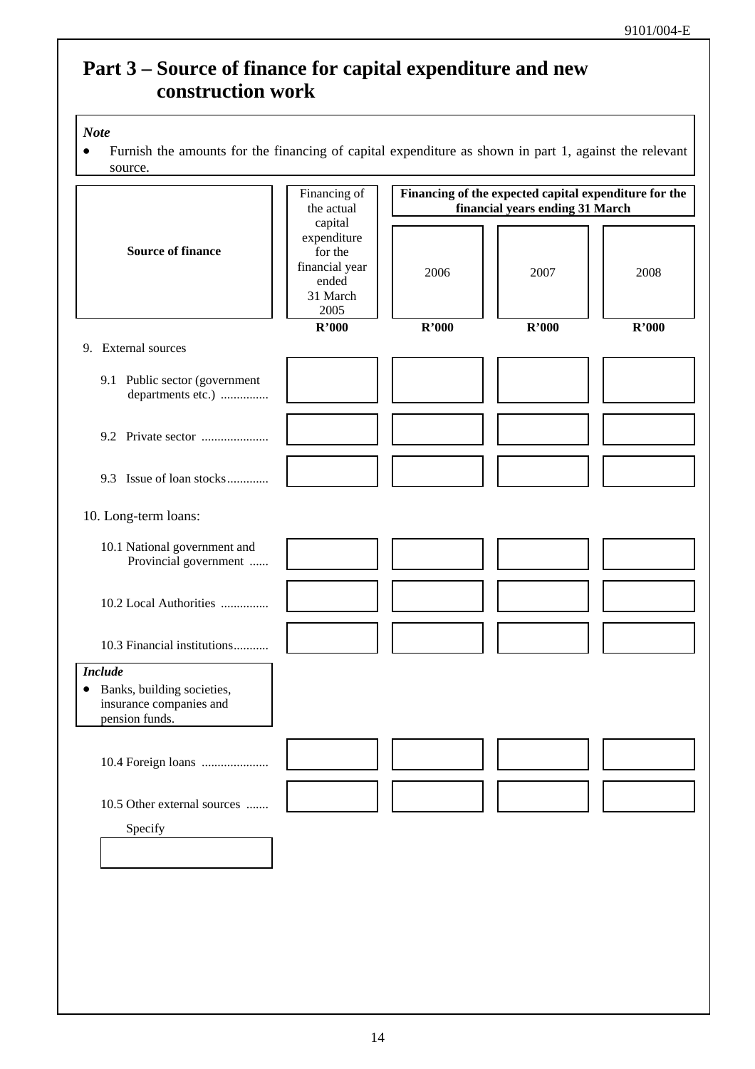# Part 3 – Source of finance for capital expenditure and new construction work

> ***Note***
> - Furnish the amounts for the financing of capital expenditure as shown in part 1, against the relevant source.

| Source of finance | Financing of the actual capital expenditure for the financial year ended 31 March 2005 | Financing of the expected capital expenditure for the financial years ending 31 March | | |
|---|---|---|---|---|
| | | 2006 | 2007 | 2008 |
| | **R'000** | **R'000** | **R'000** | **R'000** |
| 9. External sources | | | | |
| 9.1 Public sector (government departments etc.) ............... | | | | |
| 9.2 Private sector ..................... | | | | |
| 9.3 Issue of loan stocks............. | | | | |
| 10. Long-term loans: | | | | |
| 10.1 National government and Provincial government ...... | | | | |
| 10.2 Local Authorities ............... | | | | |
| 10.3 Financial institutions........... | | | | |
| 10.4 Foreign loans ..................... | | | | |
| 10.5 Other external sources ....... | | | | |

> ***Include***
> - Banks, building societies, insurance companies and pension funds.

Specify

|  |
|---|
|  |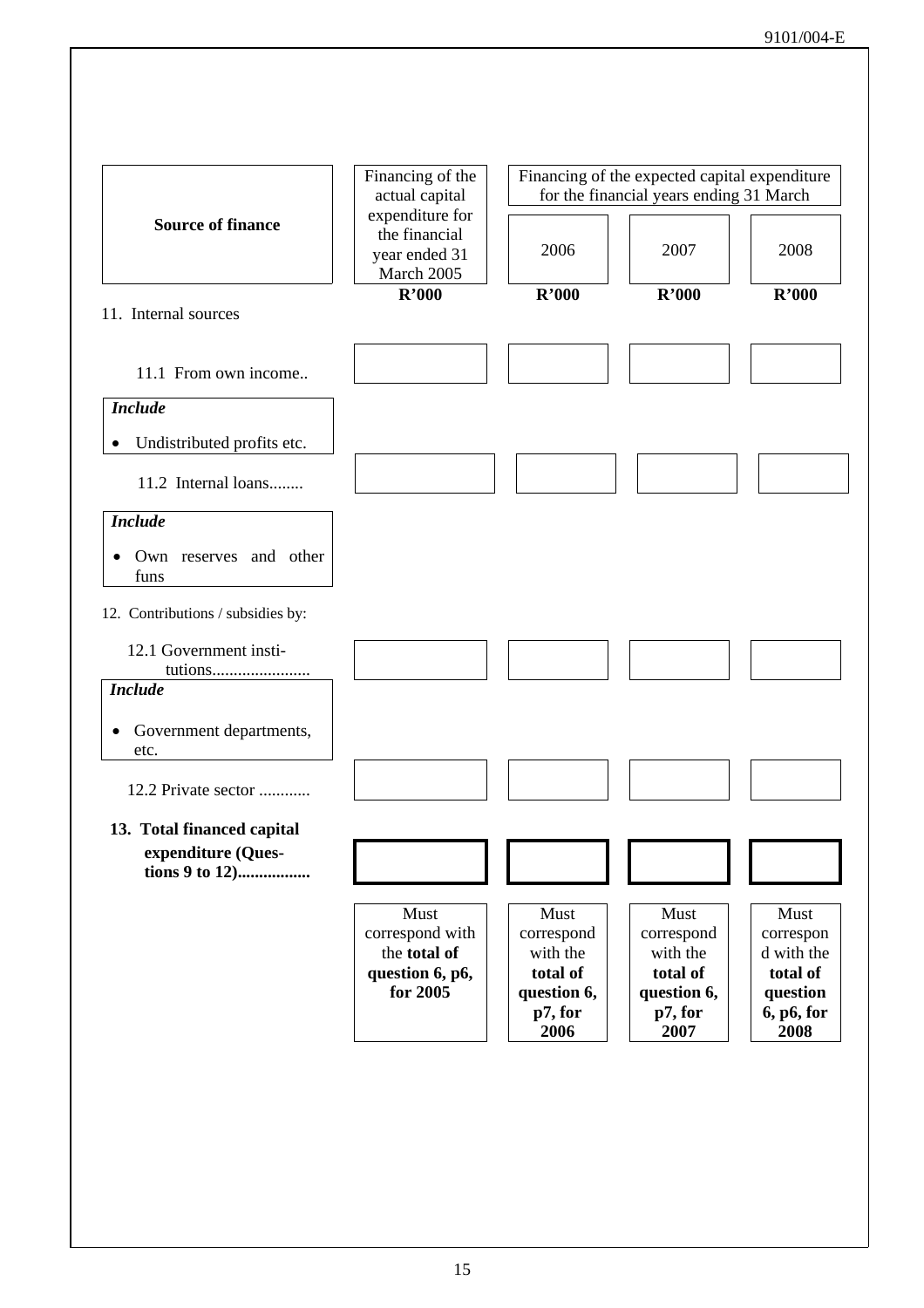| Source of finance | Financing of the actual capital expenditure for the financial year ended 31 March 2005 | Financing of the expected capital expenditure for the financial years ending 31 March | | |
|---|---|---|---|---|
| | | 2006 | 2007 | 2008 |
| | R'000 | R'000 | R'000 | R'000 |
| 11. Internal sources | | | | |
| 11.1 From own income.. | | | | |
| *Include* <br>• Undistributed profits etc. | | | | |
| 11.2 Internal loans........ | | | | |
| *Include* <br>• Own reserves and other funs | | | | |
| 12. Contributions / subsidies by: | | | | |
| 12.1 Government institutions....................... | | | | |
| *Include* <br>• Government departments, etc. | | | | |
| 12.2 Private sector ............ | | | | |
| **13. Total financed capital expenditure (Questions 9 to 12).................** | | | | |
| | Must correspond with the **total of question 6, p6, for 2005** | Must correspond with the **total of question 6, p7, for 2006** | Must correspond with the **total of question 6, p7, for 2007** | Must correspond with the **total of question 6, p6, for 2008** |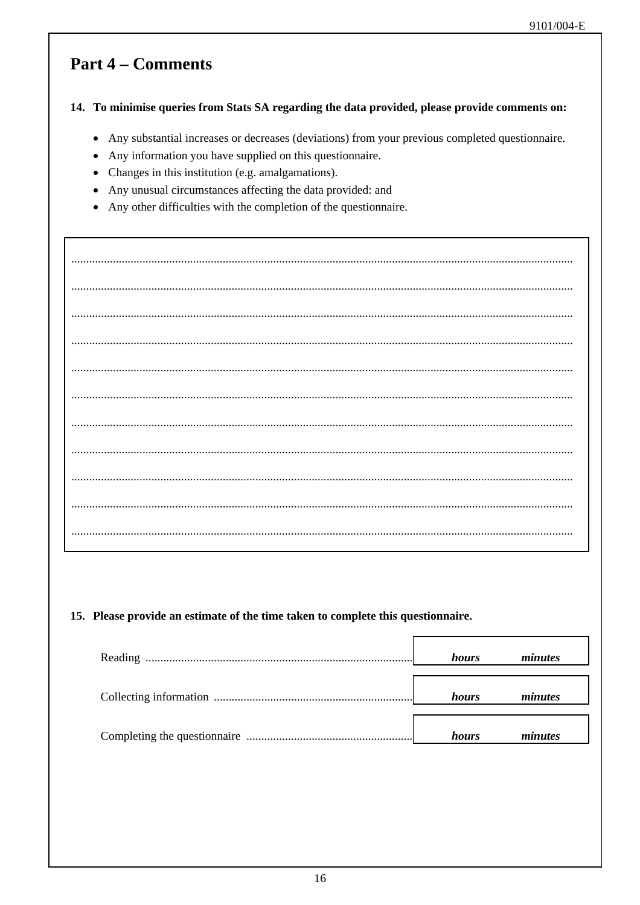## Part 4 – Comments

**14. To minimise queries from Stats SA regarding the data provided, please provide comments on:**

- Any substantial increases or decreases (deviations) from your previous completed questionnaire.
- Any information you have supplied on this questionnaire.
- Changes in this institution (e.g. amalgamations).
- Any unusual circumstances affecting the data provided: and
- Any other difficulties with the completion of the questionnaire.

..........................................................................................................................................................

..........................................................................................................................................................

..........................................................................................................................................................

..........................................................................................................................................................

..........................................................................................................................................................

..........................................................................................................................................................

..........................................................................................................................................................

..........................................................................................................................................................

..........................................................................................................................................................

..........................................................................................................................................................

..........................................................................................................................................................

**15. Please provide an estimate of the time taken to complete this questionnaire.**

| | | |
|---|---|---|
| Reading ........................................................................................ | ***hours*** | ***minutes*** |
| Collecting information .................................................................. | ***hours*** | ***minutes*** |
| Completing the questionnaire ........................................................ | ***hours*** | ***minutes*** |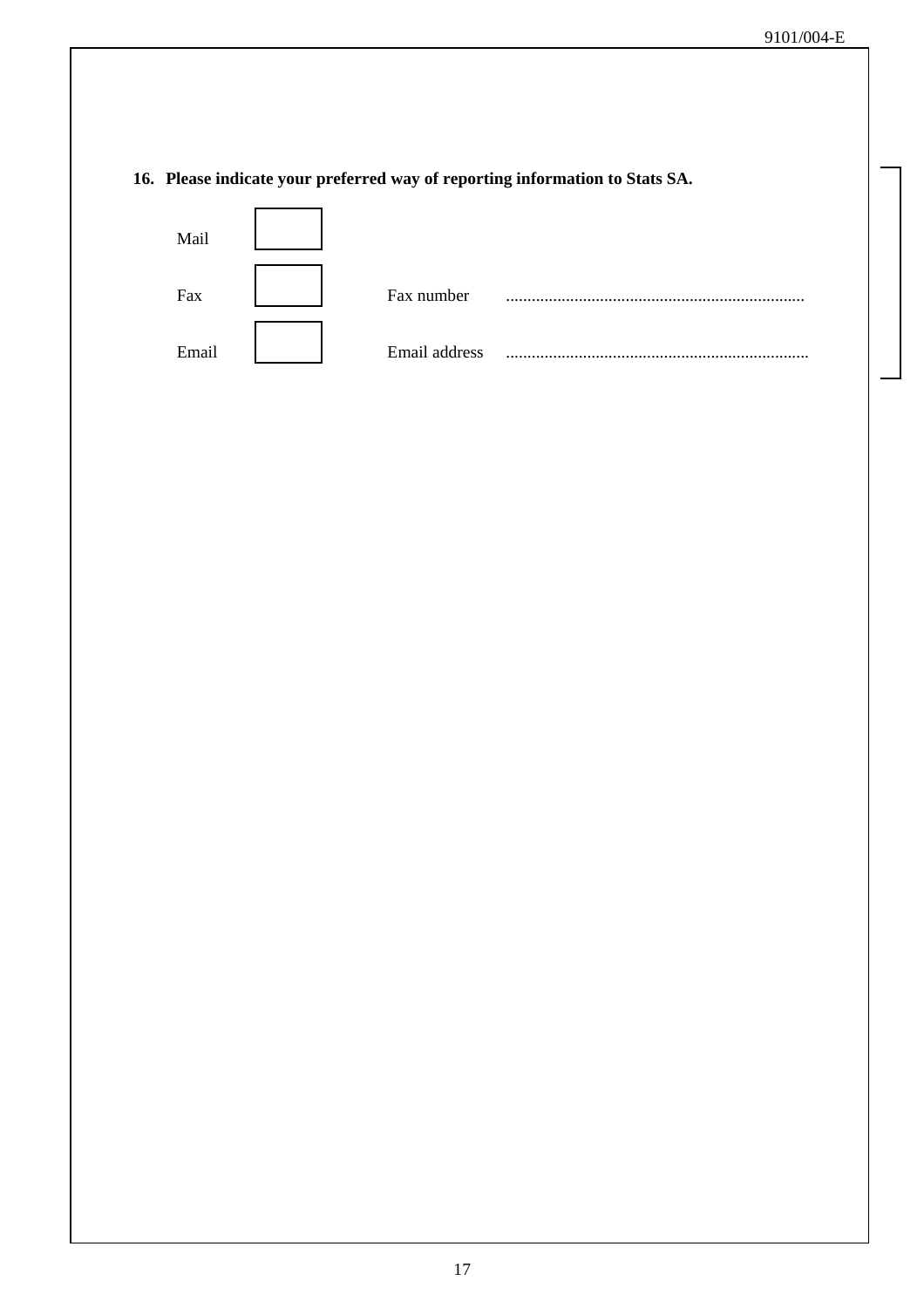**16. Please indicate your preferred way of reporting information to Stats SA.**

| | | | |
|---|---|---|---|
| Mail | ☐ | | |
| Fax | ☐ | Fax number | ..................................................................... |
| Email | ☐ | Email address | ....................................................................... |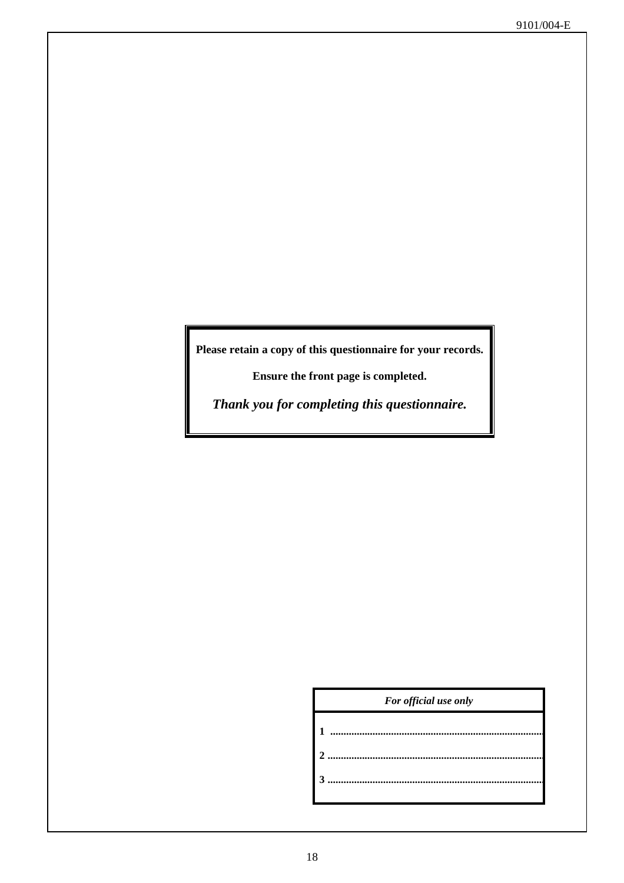**Please retain a copy of this questionnaire for your records.**

**Ensure the front page is completed.**

***Thank you for completing this questionnaire.***

| ***For official use only*** |
|---|
| **1** ................................................................................ |
| **2** ................................................................................ |
| **3** ................................................................................ |